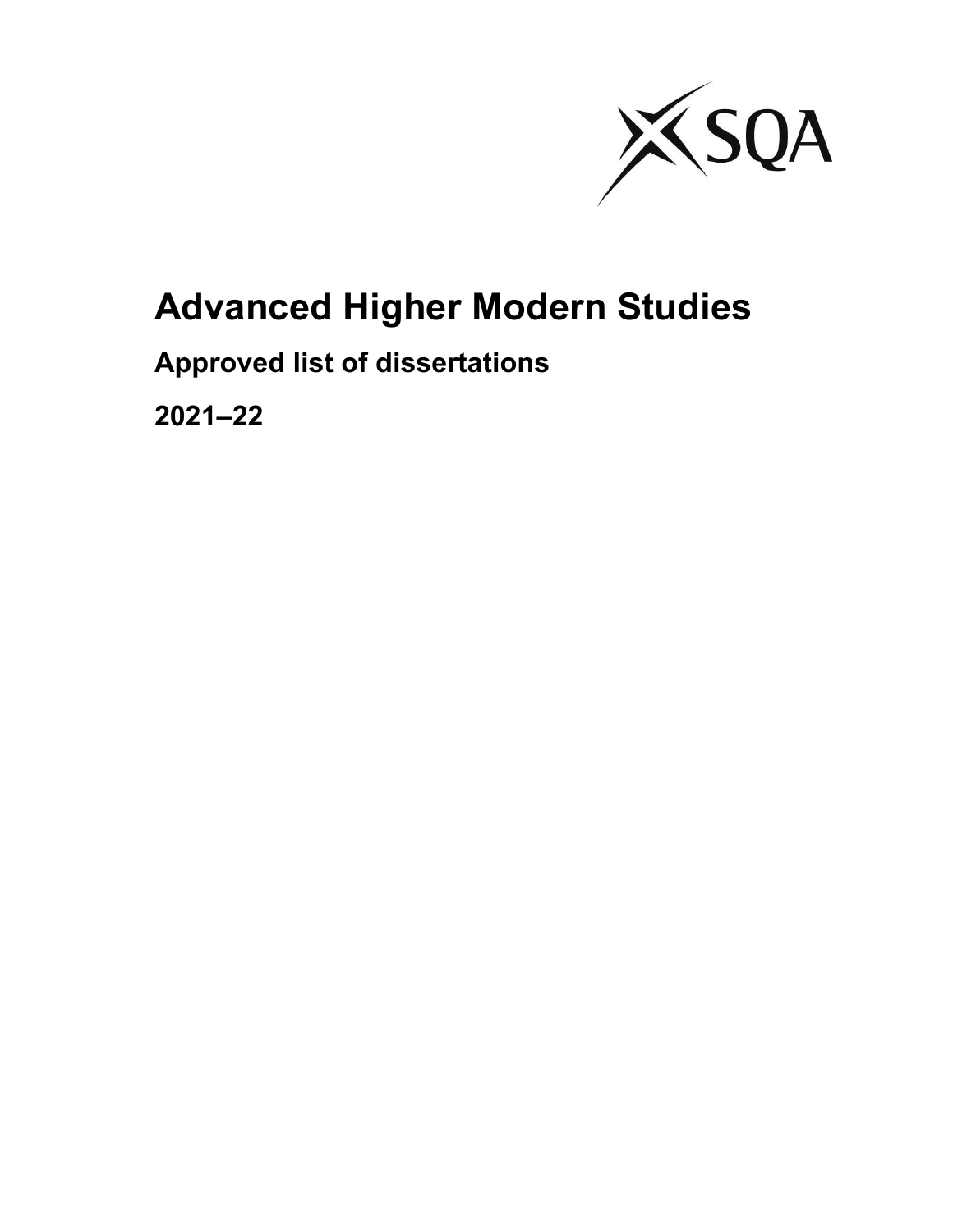# Advanced Higher Modern Studies

## Approved list of dissertations

## 2021–22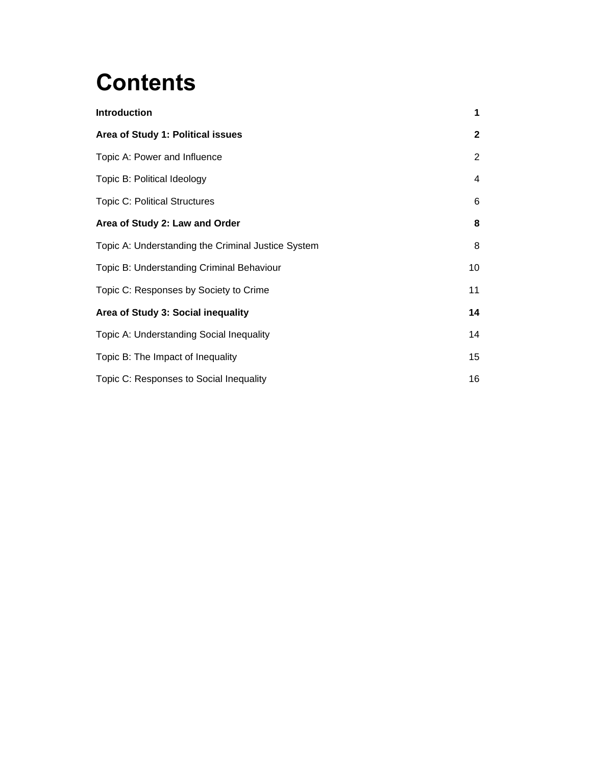# Contents

| | |
|---|---|
| **Introduction** | **1** |
| **Area of Study 1: Political issues** | **2** |
| Topic A: Power and Influence | 2 |
| Topic B: Political Ideology | 4 |
| Topic C: Political Structures | 6 |
| **Area of Study 2: Law and Order** | **8** |
| Topic A: Understanding the Criminal Justice System | 8 |
| Topic B: Understanding Criminal Behaviour | 10 |
| Topic C: Responses by Society to Crime | 11 |
| **Area of Study 3: Social inequality** | **14** |
| Topic A: Understanding Social Inequality | 14 |
| Topic B: The Impact of Inequality | 15 |
| Topic C: Responses to Social Inequality | 16 |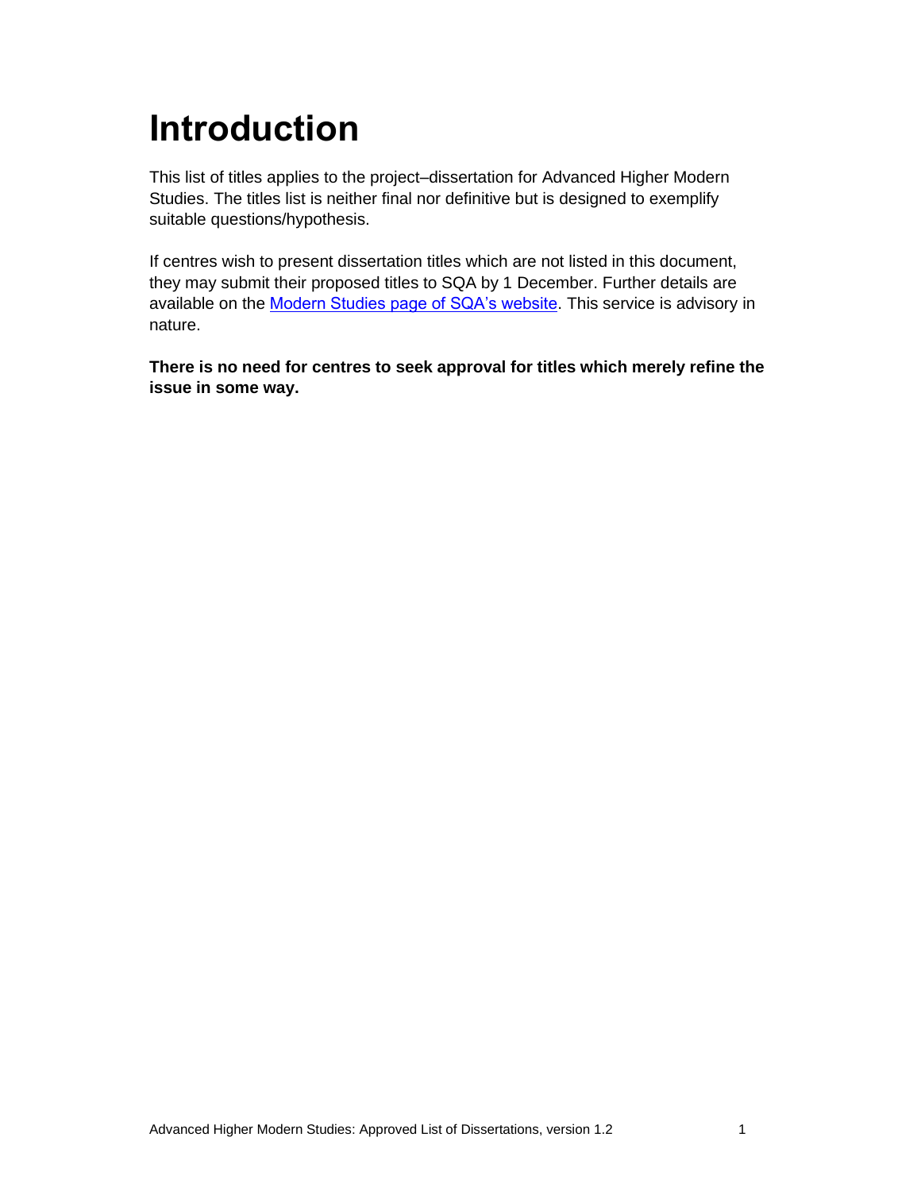# Introduction

This list of titles applies to the project–dissertation for Advanced Higher Modern Studies. The titles list is neither final nor definitive but is designed to exemplify suitable questions/hypothesis.

If centres wish to present dissertation titles which are not listed in this document, they may submit their proposed titles to SQA by 1 December. Further details are available on the [Modern Studies page of SQA's website](). This service is advisory in nature.

**There is no need for centres to seek approval for titles which merely refine the issue in some way.**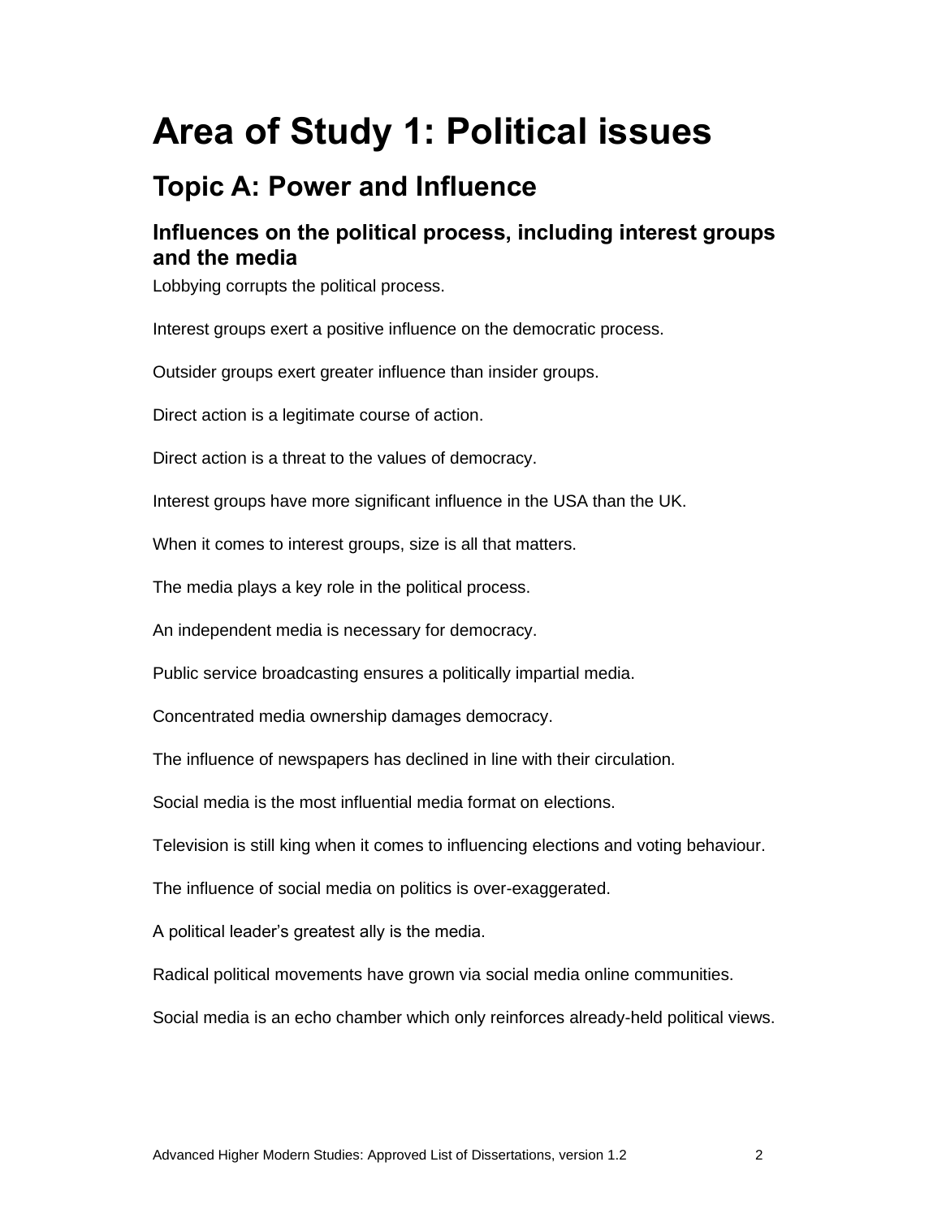# Area of Study 1: Political issues

## Topic A: Power and Influence

### Influences on the political process, including interest groups and the media

Lobbying corrupts the political process.

Interest groups exert a positive influence on the democratic process.

Outsider groups exert greater influence than insider groups.

Direct action is a legitimate course of action.

Direct action is a threat to the values of democracy.

Interest groups have more significant influence in the USA than the UK.

When it comes to interest groups, size is all that matters.

The media plays a key role in the political process.

An independent media is necessary for democracy.

Public service broadcasting ensures a politically impartial media.

Concentrated media ownership damages democracy.

The influence of newspapers has declined in line with their circulation.

Social media is the most influential media format on elections.

Television is still king when it comes to influencing elections and voting behaviour.

The influence of social media on politics is over-exaggerated.

A political leader's greatest ally is the media.

Radical political movements have grown via social media online communities.

Social media is an echo chamber which only reinforces already-held political views.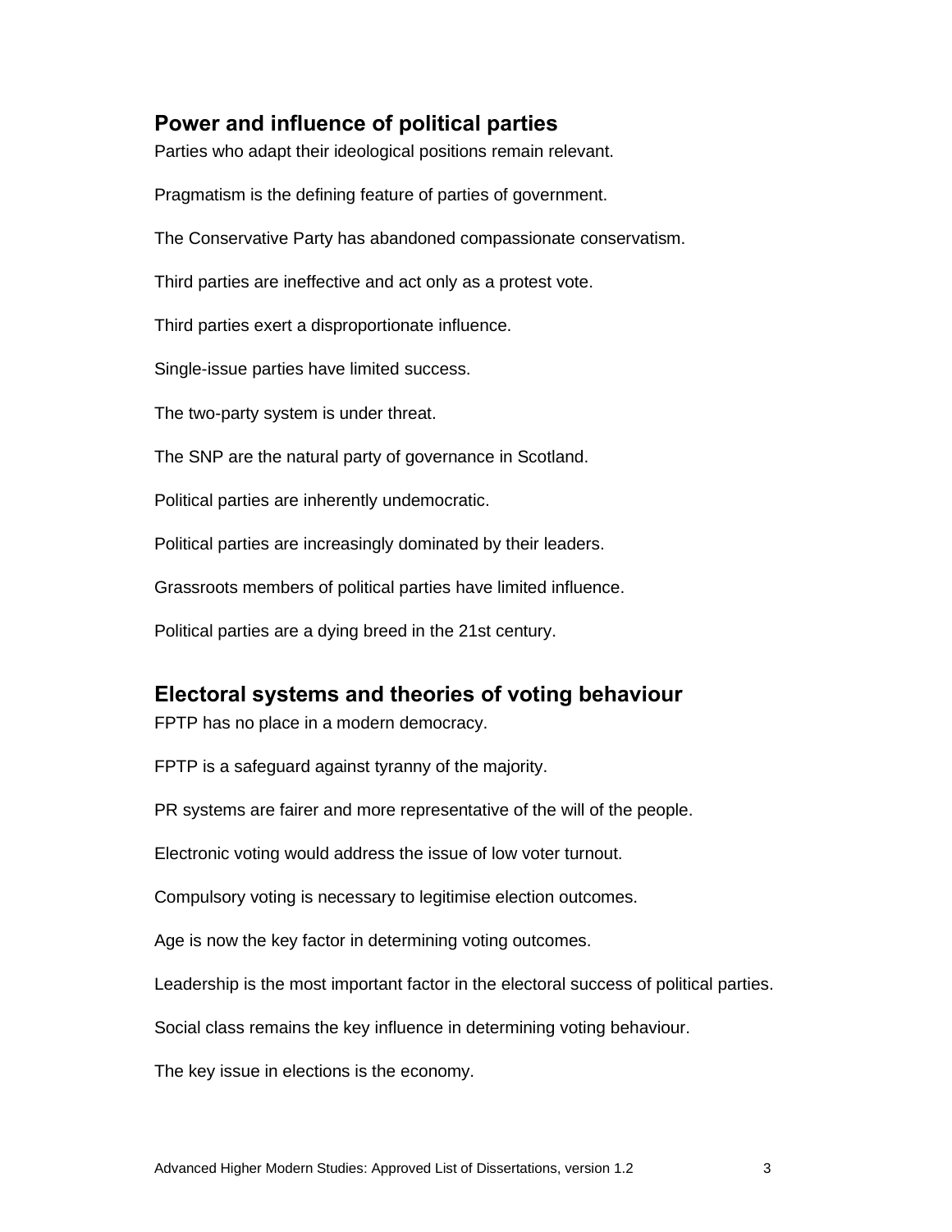## Power and influence of political parties

Parties who adapt their ideological positions remain relevant.

Pragmatism is the defining feature of parties of government.

The Conservative Party has abandoned compassionate conservatism.

Third parties are ineffective and act only as a protest vote.

Third parties exert a disproportionate influence.

Single-issue parties have limited success.

The two-party system is under threat.

The SNP are the natural party of governance in Scotland.

Political parties are inherently undemocratic.

Political parties are increasingly dominated by their leaders.

Grassroots members of political parties have limited influence.

Political parties are a dying breed in the 21st century.

## Electoral systems and theories of voting behaviour

FPTP has no place in a modern democracy.

FPTP is a safeguard against tyranny of the majority.

PR systems are fairer and more representative of the will of the people.

Electronic voting would address the issue of low voter turnout.

Compulsory voting is necessary to legitimise election outcomes.

Age is now the key factor in determining voting outcomes.

Leadership is the most important factor in the electoral success of political parties.

Social class remains the key influence in determining voting behaviour.

The key issue in elections is the economy.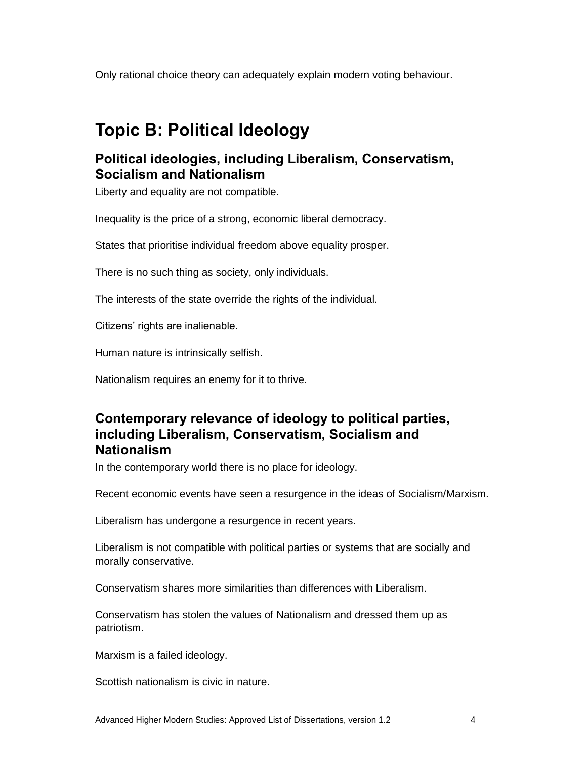Only rational choice theory can adequately explain modern voting behaviour.

# Topic B: Political Ideology

## Political ideologies, including Liberalism, Conservatism, Socialism and Nationalism

Liberty and equality are not compatible.

Inequality is the price of a strong, economic liberal democracy.

States that prioritise individual freedom above equality prosper.

There is no such thing as society, only individuals.

The interests of the state override the rights of the individual.

Citizens' rights are inalienable.

Human nature is intrinsically selfish.

Nationalism requires an enemy for it to thrive.

## Contemporary relevance of ideology to political parties, including Liberalism, Conservatism, Socialism and Nationalism

In the contemporary world there is no place for ideology.

Recent economic events have seen a resurgence in the ideas of Socialism/Marxism.

Liberalism has undergone a resurgence in recent years.

Liberalism is not compatible with political parties or systems that are socially and morally conservative.

Conservatism shares more similarities than differences with Liberalism.

Conservatism has stolen the values of Nationalism and dressed them up as patriotism.

Marxism is a failed ideology.

Scottish nationalism is civic in nature.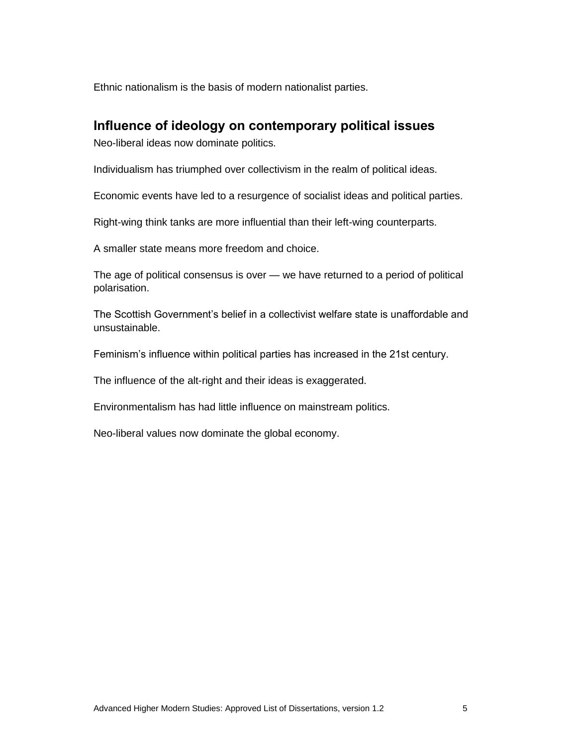Ethnic nationalism is the basis of modern nationalist parties.

## Influence of ideology on contemporary political issues

Neo-liberal ideas now dominate politics.

Individualism has triumphed over collectivism in the realm of political ideas.

Economic events have led to a resurgence of socialist ideas and political parties.

Right-wing think tanks are more influential than their left-wing counterparts.

A smaller state means more freedom and choice.

The age of political consensus is over — we have returned to a period of political polarisation.

The Scottish Government's belief in a collectivist welfare state is unaffordable and unsustainable.

Feminism's influence within political parties has increased in the 21st century.

The influence of the alt-right and their ideas is exaggerated.

Environmentalism has had little influence on mainstream politics.

Neo-liberal values now dominate the global economy.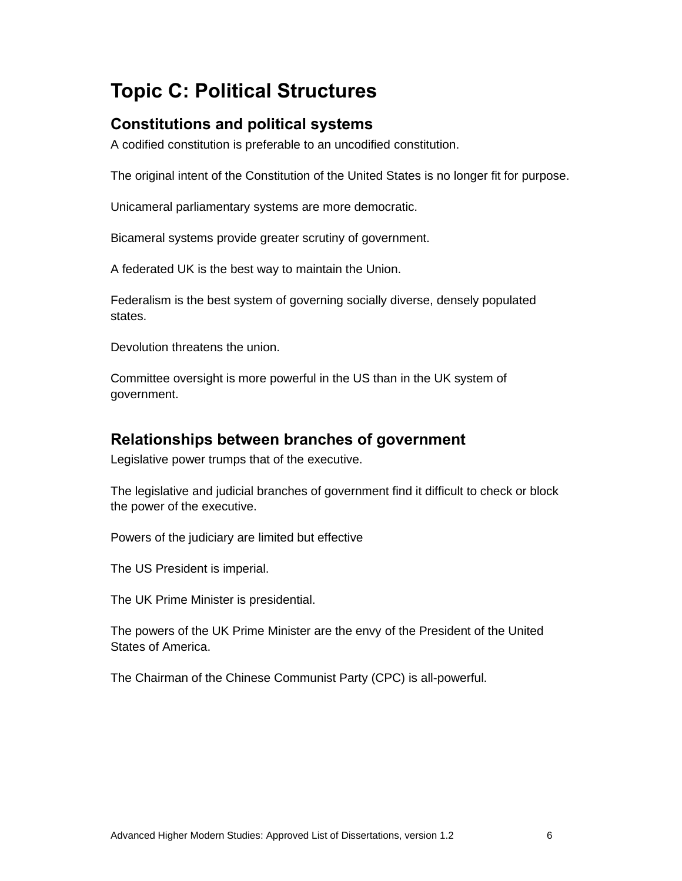# Topic C: Political Structures

## Constitutions and political systems

A codified constitution is preferable to an uncodified constitution.

The original intent of the Constitution of the United States is no longer fit for purpose.

Unicameral parliamentary systems are more democratic.

Bicameral systems provide greater scrutiny of government.

A federated UK is the best way to maintain the Union.

Federalism is the best system of governing socially diverse, densely populated states.

Devolution threatens the union.

Committee oversight is more powerful in the US than in the UK system of government.

## Relationships between branches of government

Legislative power trumps that of the executive.

The legislative and judicial branches of government find it difficult to check or block the power of the executive.

Powers of the judiciary are limited but effective

The US President is imperial.

The UK Prime Minister is presidential.

The powers of the UK Prime Minister are the envy of the President of the United States of America.

The Chairman of the Chinese Communist Party (CPC) is all-powerful.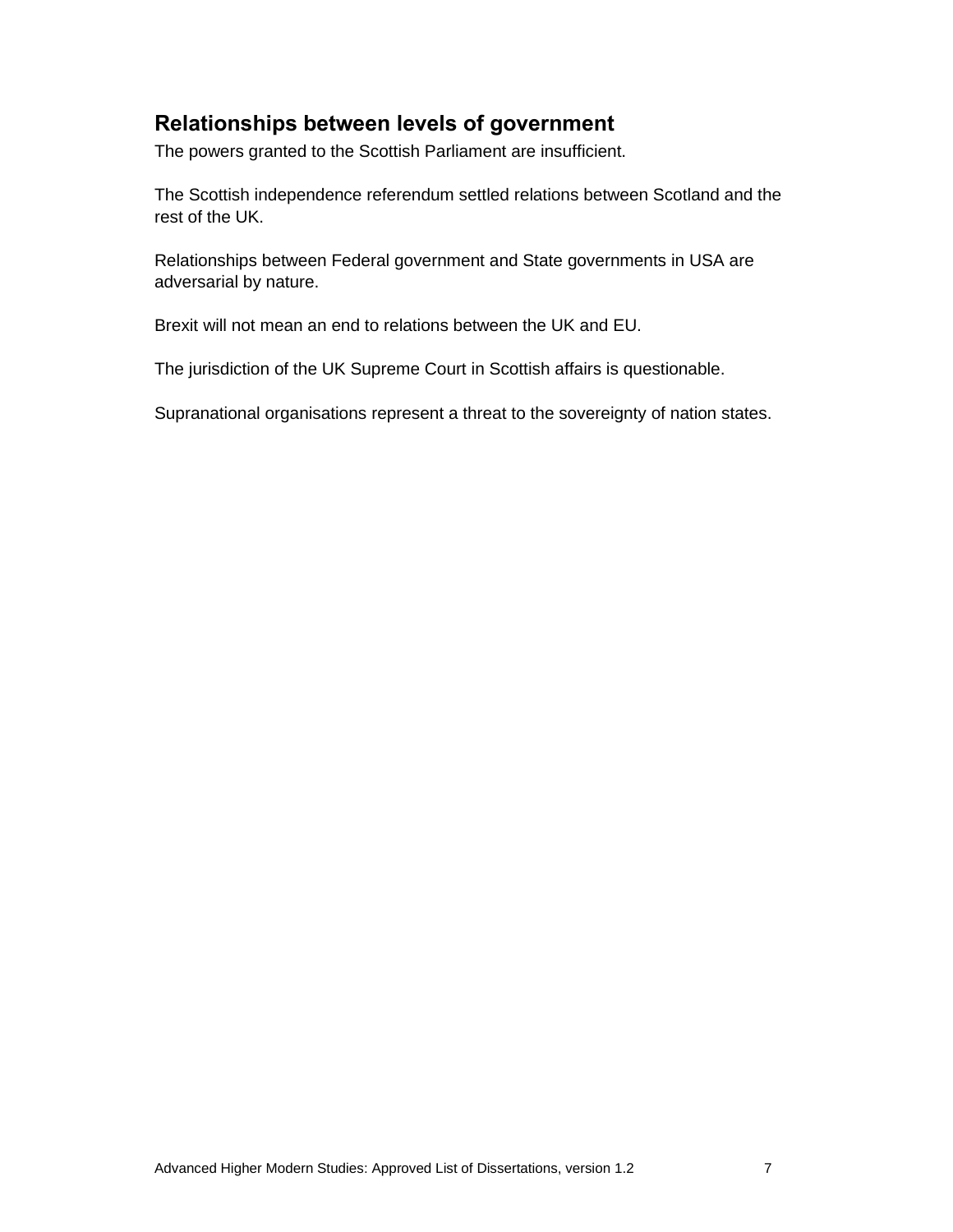## Relationships between levels of government

The powers granted to the Scottish Parliament are insufficient.

The Scottish independence referendum settled relations between Scotland and the rest of the UK.

Relationships between Federal government and State governments in USA are adversarial by nature.

Brexit will not mean an end to relations between the UK and EU.

The jurisdiction of the UK Supreme Court in Scottish affairs is questionable.

Supranational organisations represent a threat to the sovereignty of nation states.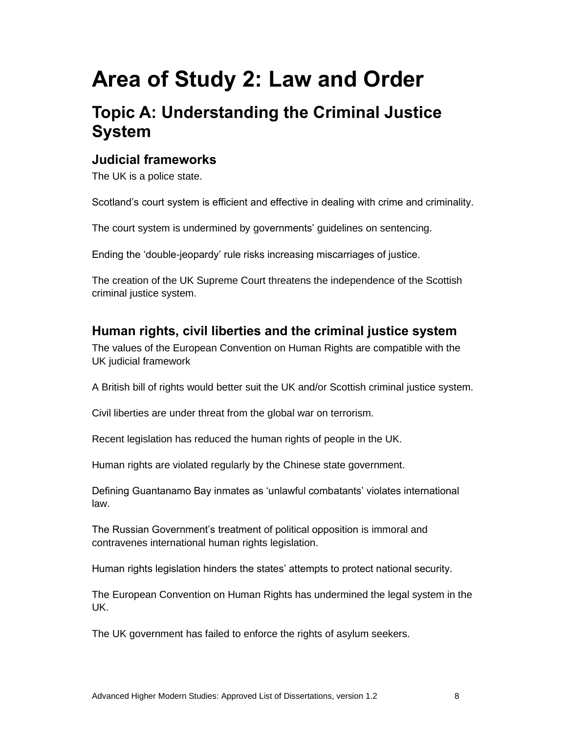# Area of Study 2: Law and Order

## Topic A: Understanding the Criminal Justice System

### Judicial frameworks

The UK is a police state.

Scotland’s court system is efficient and effective in dealing with crime and criminality.

The court system is undermined by governments’ guidelines on sentencing.

Ending the ‘double-jeopardy’ rule risks increasing miscarriages of justice.

The creation of the UK Supreme Court threatens the independence of the Scottish criminal justice system.

### Human rights, civil liberties and the criminal justice system

The values of the European Convention on Human Rights are compatible with the UK judicial framework

A British bill of rights would better suit the UK and/or Scottish criminal justice system.

Civil liberties are under threat from the global war on terrorism.

Recent legislation has reduced the human rights of people in the UK.

Human rights are violated regularly by the Chinese state government.

Defining Guantanamo Bay inmates as ‘unlawful combatants’ violates international law.

The Russian Government’s treatment of political opposition is immoral and contravenes international human rights legislation.

Human rights legislation hinders the states’ attempts to protect national security.

The European Convention on Human Rights has undermined the legal system in the UK.

The UK government has failed to enforce the rights of asylum seekers.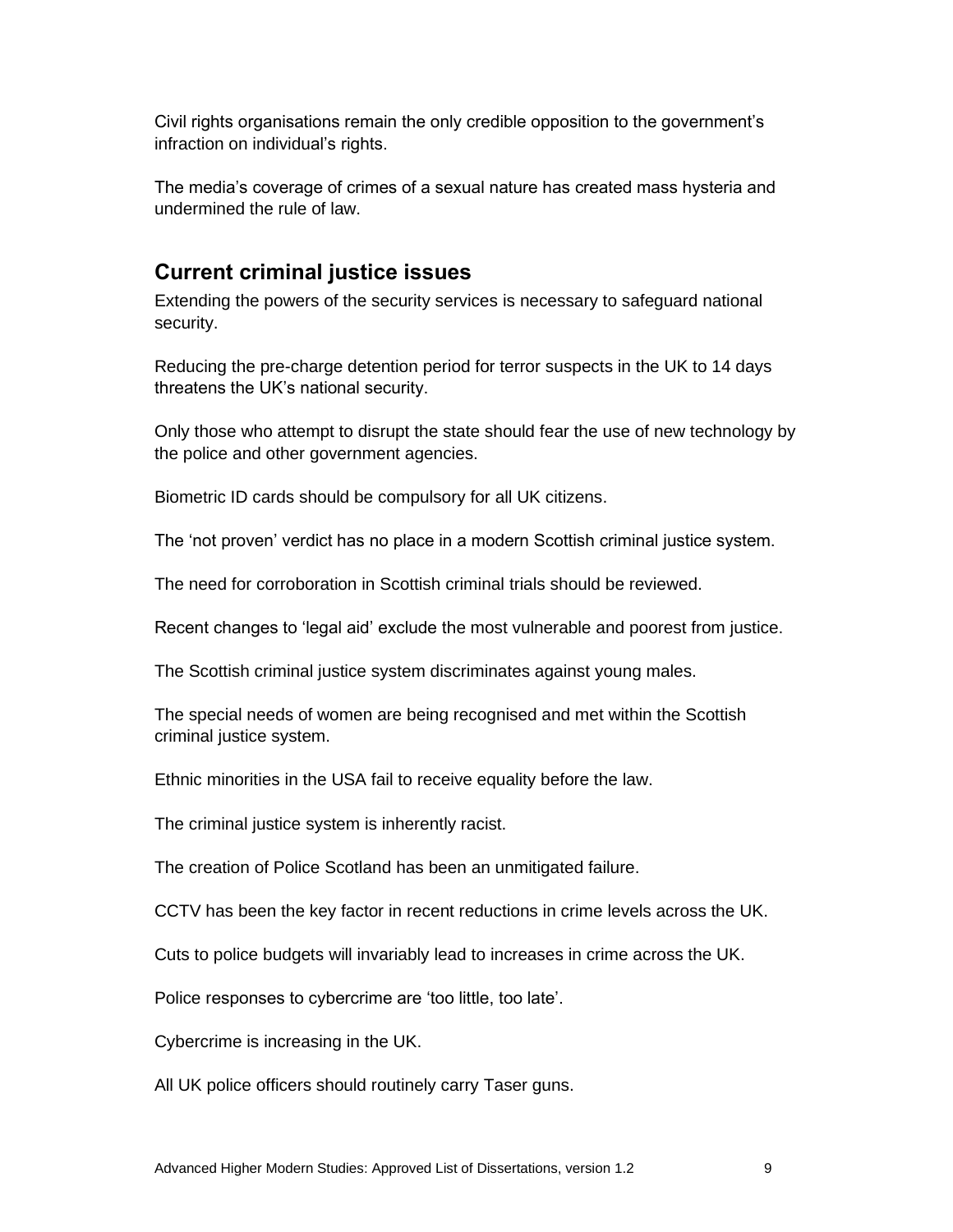Civil rights organisations remain the only credible opposition to the government's infraction on individual's rights.

The media's coverage of crimes of a sexual nature has created mass hysteria and undermined the rule of law.

## Current criminal justice issues

Extending the powers of the security services is necessary to safeguard national security.

Reducing the pre-charge detention period for terror suspects in the UK to 14 days threatens the UK's national security.

Only those who attempt to disrupt the state should fear the use of new technology by the police and other government agencies.

Biometric ID cards should be compulsory for all UK citizens.

The 'not proven' verdict has no place in a modern Scottish criminal justice system.

The need for corroboration in Scottish criminal trials should be reviewed.

Recent changes to 'legal aid' exclude the most vulnerable and poorest from justice.

The Scottish criminal justice system discriminates against young males.

The special needs of women are being recognised and met within the Scottish criminal justice system.

Ethnic minorities in the USA fail to receive equality before the law.

The criminal justice system is inherently racist.

The creation of Police Scotland has been an unmitigated failure.

CCTV has been the key factor in recent reductions in crime levels across the UK.

Cuts to police budgets will invariably lead to increases in crime across the UK.

Police responses to cybercrime are 'too little, too late'.

Cybercrime is increasing in the UK.

All UK police officers should routinely carry Taser guns.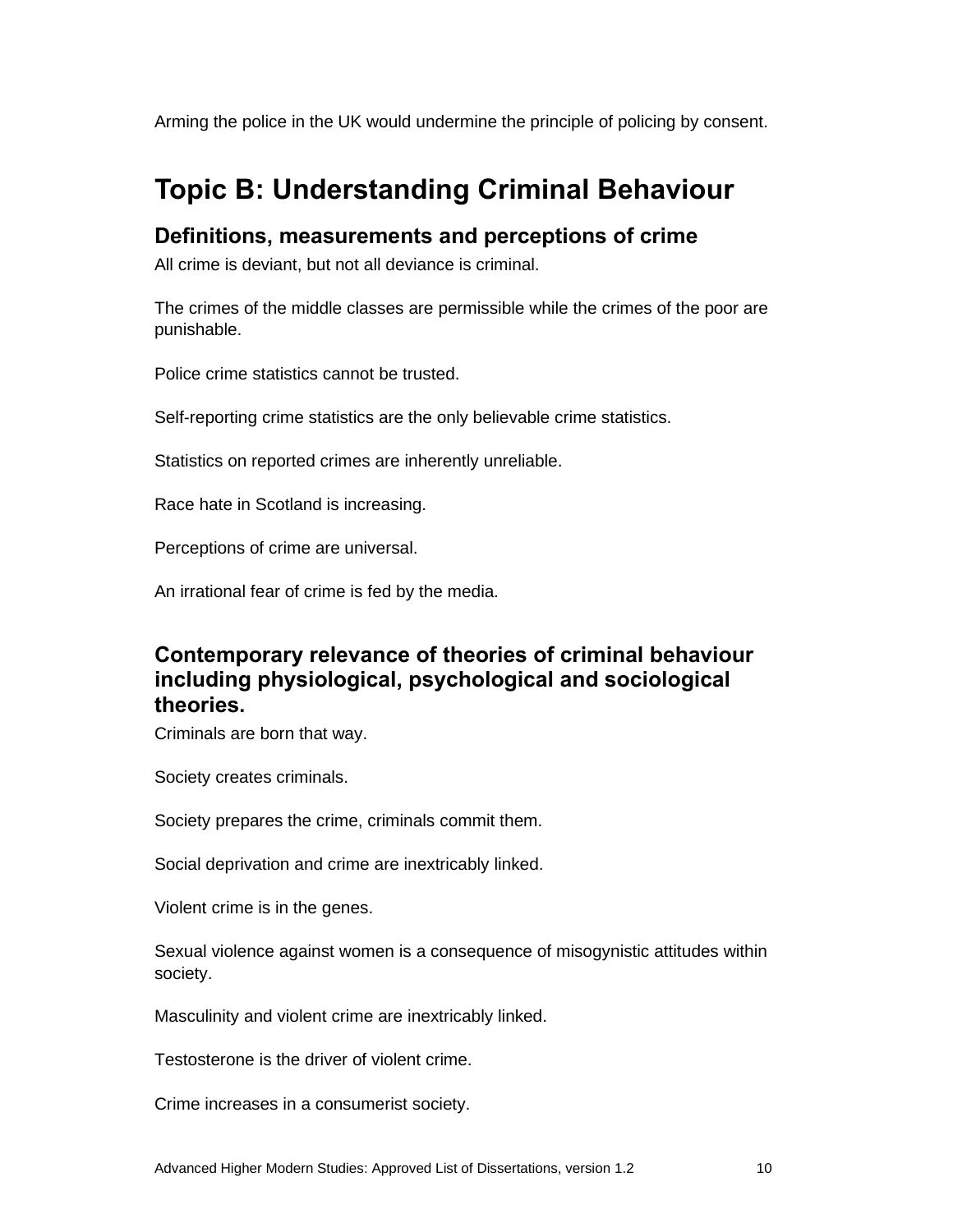Arming the police in the UK would undermine the principle of policing by consent.

# Topic B: Understanding Criminal Behaviour

## Definitions, measurements and perceptions of crime

All crime is deviant, but not all deviance is criminal.

The crimes of the middle classes are permissible while the crimes of the poor are punishable.

Police crime statistics cannot be trusted.

Self-reporting crime statistics are the only believable crime statistics.

Statistics on reported crimes are inherently unreliable.

Race hate in Scotland is increasing.

Perceptions of crime are universal.

An irrational fear of crime is fed by the media.

## Contemporary relevance of theories of criminal behaviour including physiological, psychological and sociological theories.

Criminals are born that way.

Society creates criminals.

Society prepares the crime, criminals commit them.

Social deprivation and crime are inextricably linked.

Violent crime is in the genes.

Sexual violence against women is a consequence of misogynistic attitudes within society.

Masculinity and violent crime are inextricably linked.

Testosterone is the driver of violent crime.

Crime increases in a consumerist society.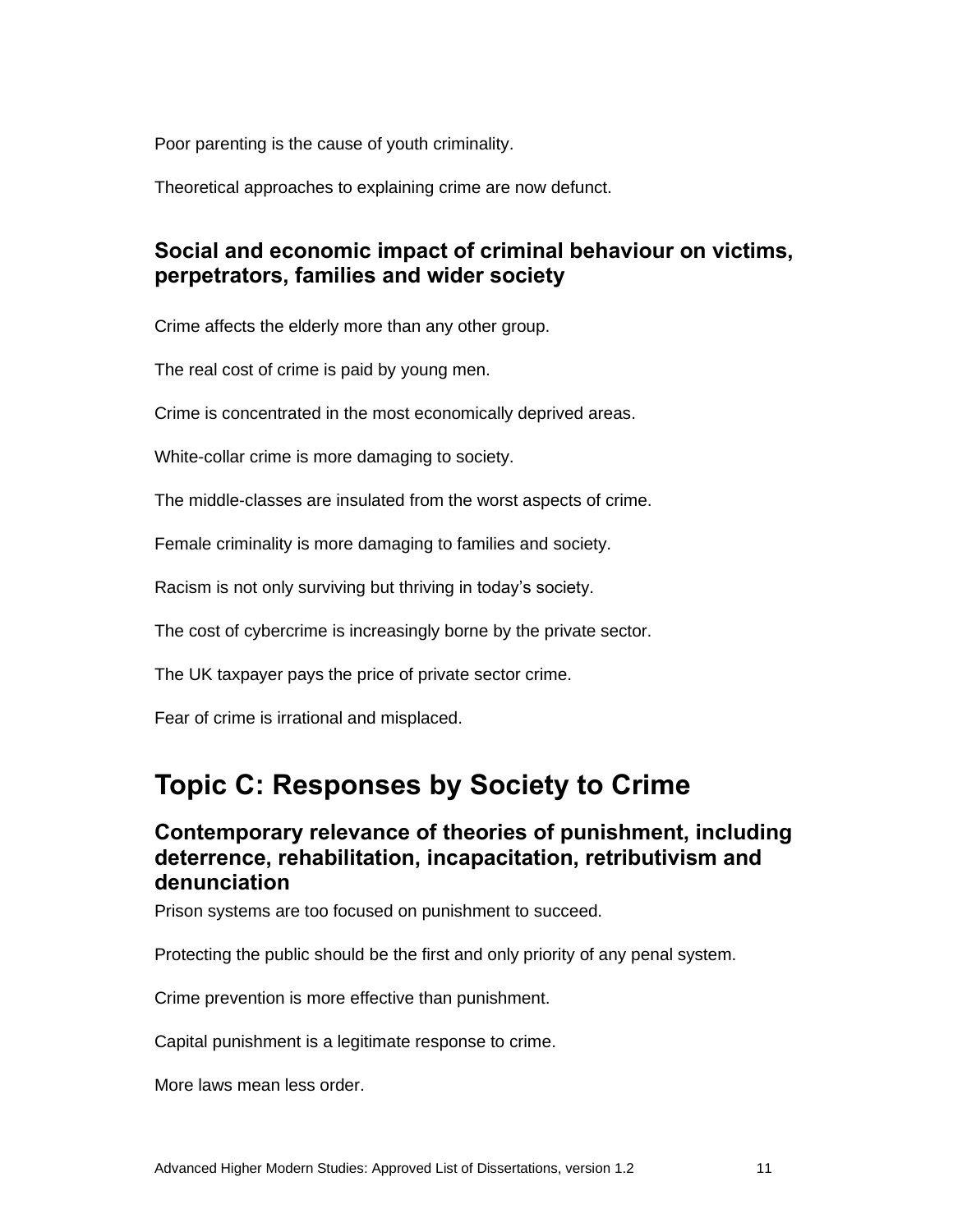Poor parenting is the cause of youth criminality.

Theoretical approaches to explaining crime are now defunct.

### Social and economic impact of criminal behaviour on victims, perpetrators, families and wider society

Crime affects the elderly more than any other group.

The real cost of crime is paid by young men.

Crime is concentrated in the most economically deprived areas.

White-collar crime is more damaging to society.

The middle-classes are insulated from the worst aspects of crime.

Female criminality is more damaging to families and society.

Racism is not only surviving but thriving in today's society.

The cost of cybercrime is increasingly borne by the private sector.

The UK taxpayer pays the price of private sector crime.

Fear of crime is irrational and misplaced.

## Topic C: Responses by Society to Crime

### Contemporary relevance of theories of punishment, including deterrence, rehabilitation, incapacitation, retributivism and denunciation

Prison systems are too focused on punishment to succeed.

Protecting the public should be the first and only priority of any penal system.

Crime prevention is more effective than punishment.

Capital punishment is a legitimate response to crime.

More laws mean less order.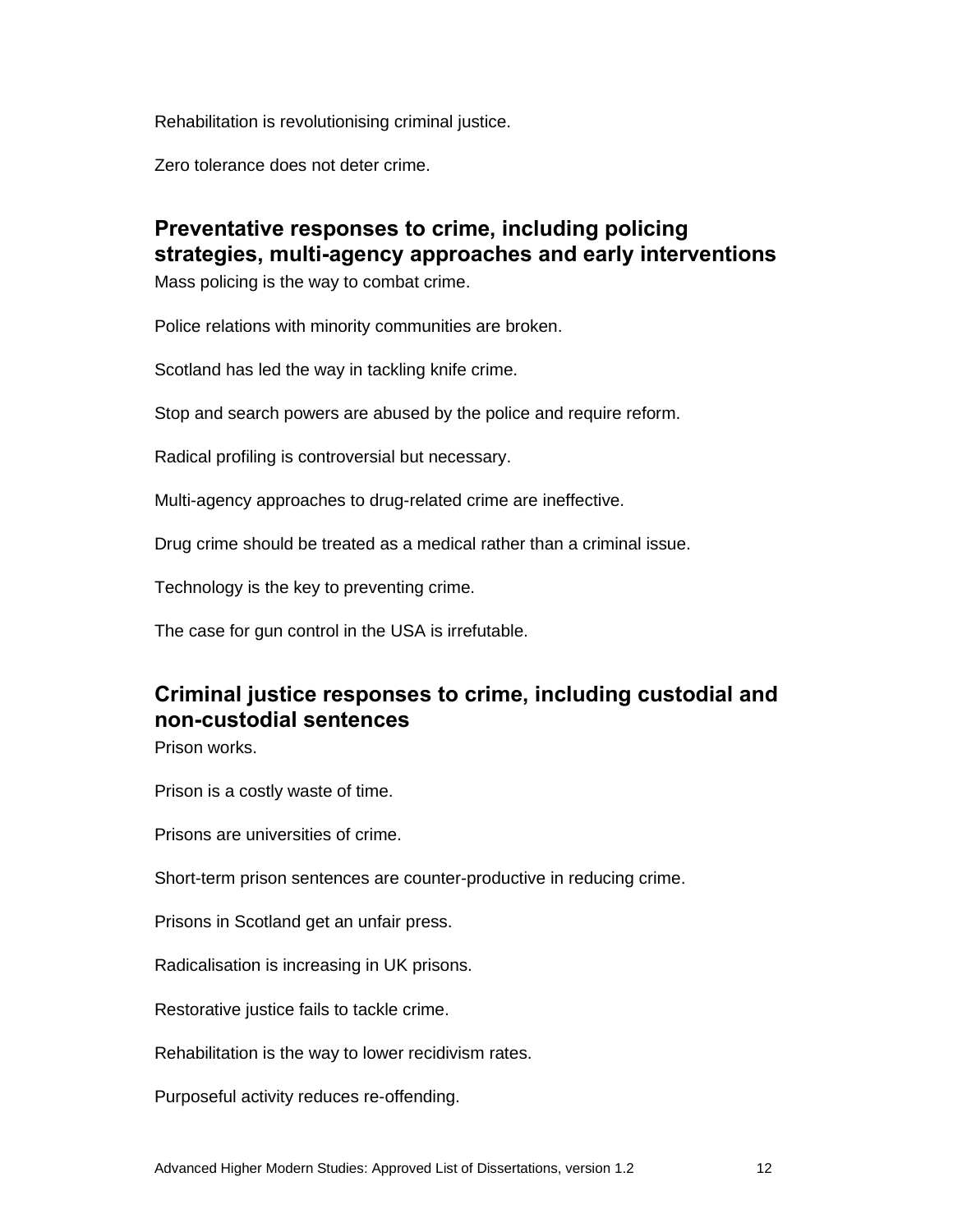Rehabilitation is revolutionising criminal justice.

Zero tolerance does not deter crime.

## Preventative responses to crime, including policing strategies, multi-agency approaches and early interventions

Mass policing is the way to combat crime.

Police relations with minority communities are broken.

Scotland has led the way in tackling knife crime.

Stop and search powers are abused by the police and require reform.

Radical profiling is controversial but necessary.

Multi-agency approaches to drug-related crime are ineffective.

Drug crime should be treated as a medical rather than a criminal issue.

Technology is the key to preventing crime.

The case for gun control in the USA is irrefutable.

## Criminal justice responses to crime, including custodial and non-custodial sentences

Prison works.

Prison is a costly waste of time.

Prisons are universities of crime.

Short-term prison sentences are counter-productive in reducing crime.

Prisons in Scotland get an unfair press.

Radicalisation is increasing in UK prisons.

Restorative justice fails to tackle crime.

Rehabilitation is the way to lower recidivism rates.

Purposeful activity reduces re-offending.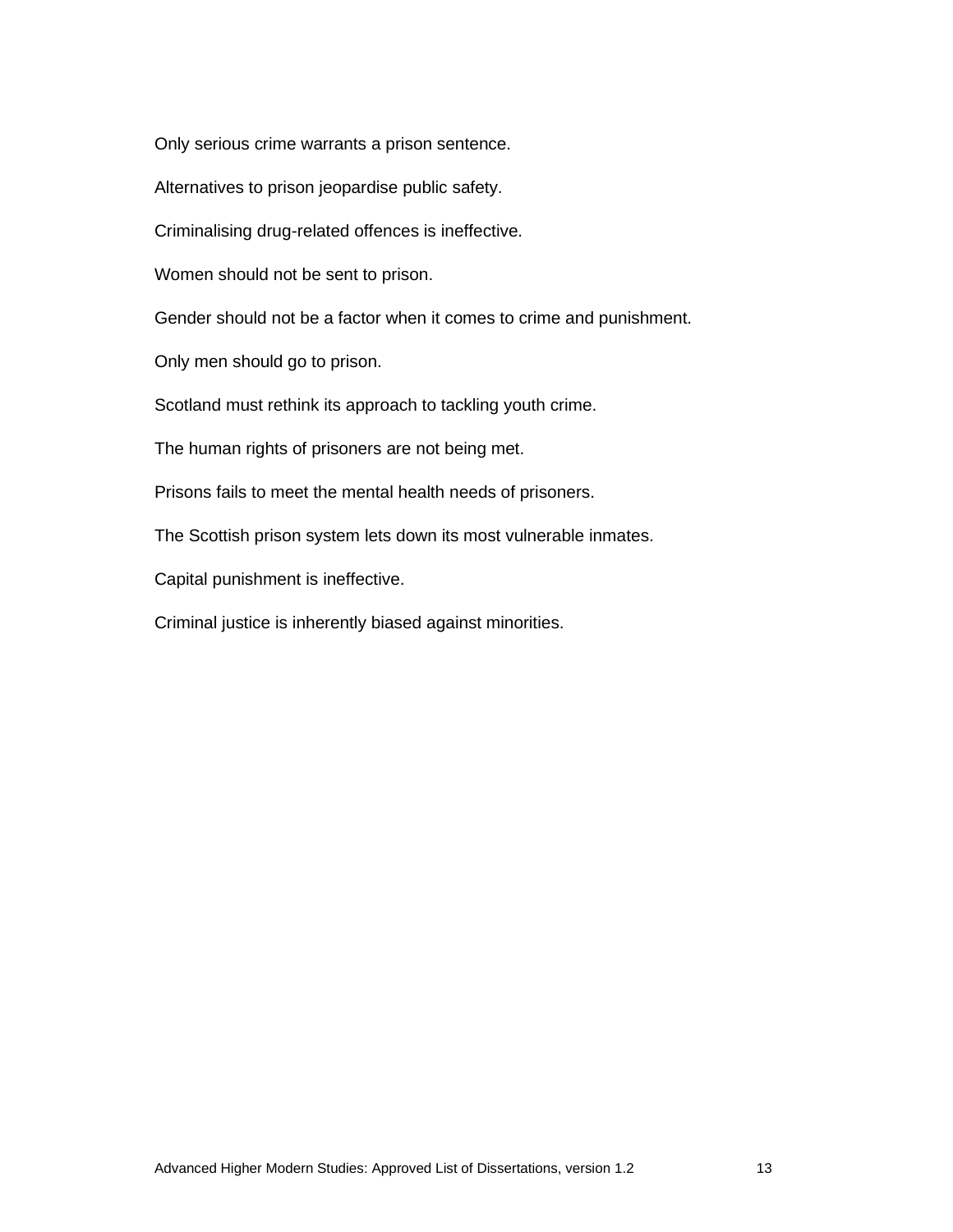Only serious crime warrants a prison sentence.

Alternatives to prison jeopardise public safety.

Criminalising drug-related offences is ineffective.

Women should not be sent to prison.

Gender should not be a factor when it comes to crime and punishment.

Only men should go to prison.

Scotland must rethink its approach to tackling youth crime.

The human rights of prisoners are not being met.

Prisons fails to meet the mental health needs of prisoners.

The Scottish prison system lets down its most vulnerable inmates.

Capital punishment is ineffective.

Criminal justice is inherently biased against minorities.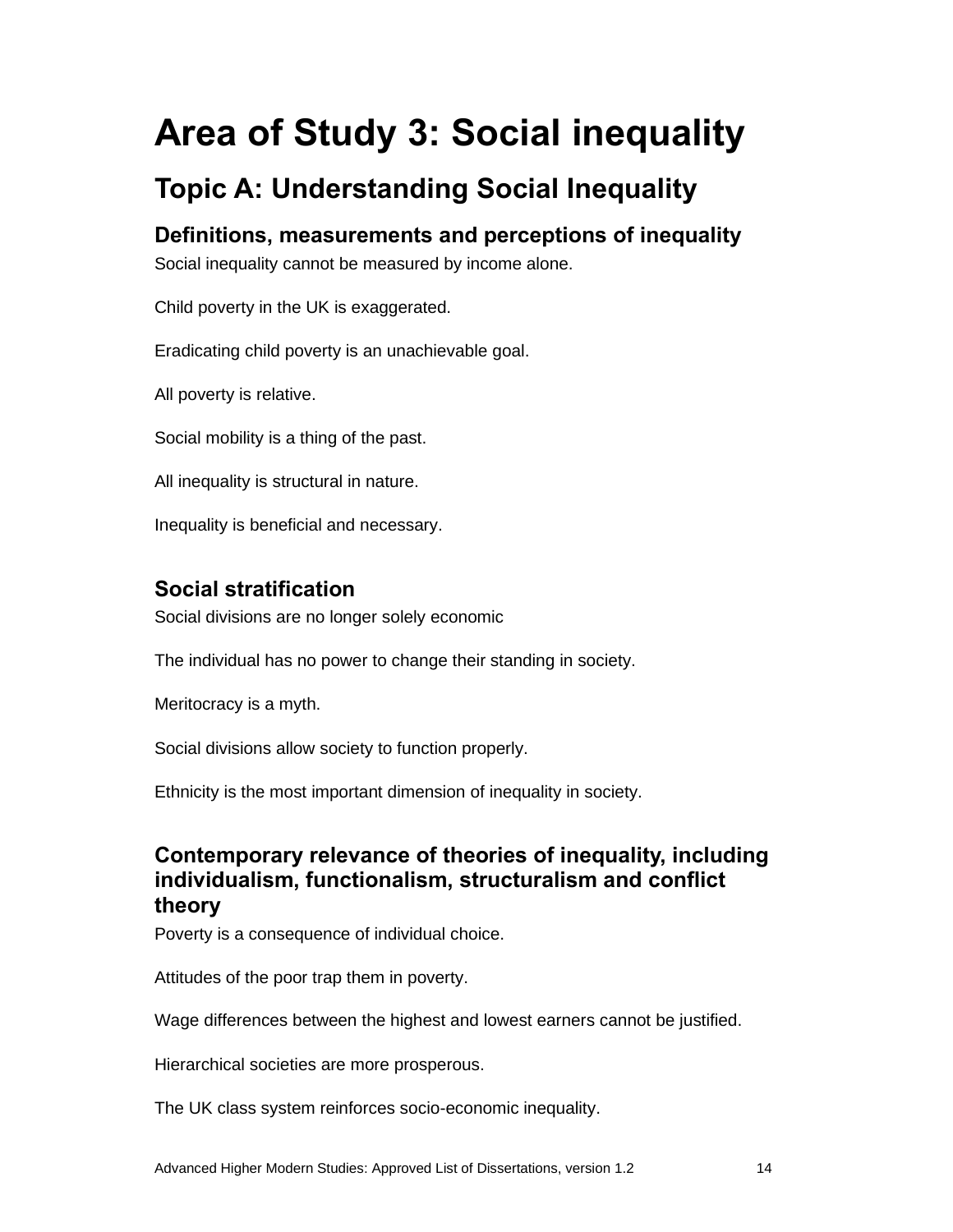# Area of Study 3: Social inequality

## Topic A: Understanding Social Inequality

### Definitions, measurements and perceptions of inequality

Social inequality cannot be measured by income alone.

Child poverty in the UK is exaggerated.

Eradicating child poverty is an unachievable goal.

All poverty is relative.

Social mobility is a thing of the past.

All inequality is structural in nature.

Inequality is beneficial and necessary.

### Social stratification

Social divisions are no longer solely economic

The individual has no power to change their standing in society.

Meritocracy is a myth.

Social divisions allow society to function properly.

Ethnicity is the most important dimension of inequality in society.

### Contemporary relevance of theories of inequality, including individualism, functionalism, structuralism and conflict theory

Poverty is a consequence of individual choice.

Attitudes of the poor trap them in poverty.

Wage differences between the highest and lowest earners cannot be justified.

Hierarchical societies are more prosperous.

The UK class system reinforces socio-economic inequality.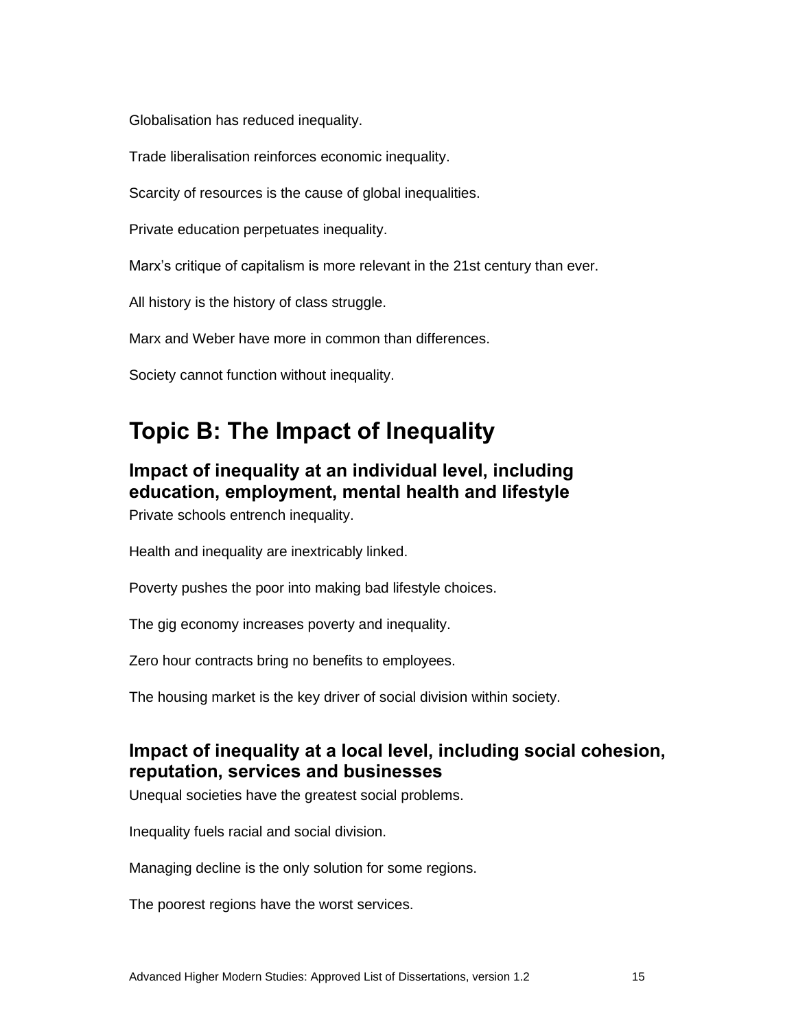Globalisation has reduced inequality.

Trade liberalisation reinforces economic inequality.

Scarcity of resources is the cause of global inequalities.

Private education perpetuates inequality.

Marx’s critique of capitalism is more relevant in the 21st century than ever.

All history is the history of class struggle.

Marx and Weber have more in common than differences.

Society cannot function without inequality.

# Topic B: The Impact of Inequality

## Impact of inequality at an individual level, including education, employment, mental health and lifestyle

Private schools entrench inequality.

Health and inequality are inextricably linked.

Poverty pushes the poor into making bad lifestyle choices.

The gig economy increases poverty and inequality.

Zero hour contracts bring no benefits to employees.

The housing market is the key driver of social division within society.

## Impact of inequality at a local level, including social cohesion, reputation, services and businesses

Unequal societies have the greatest social problems.

Inequality fuels racial and social division.

Managing decline is the only solution for some regions.

The poorest regions have the worst services.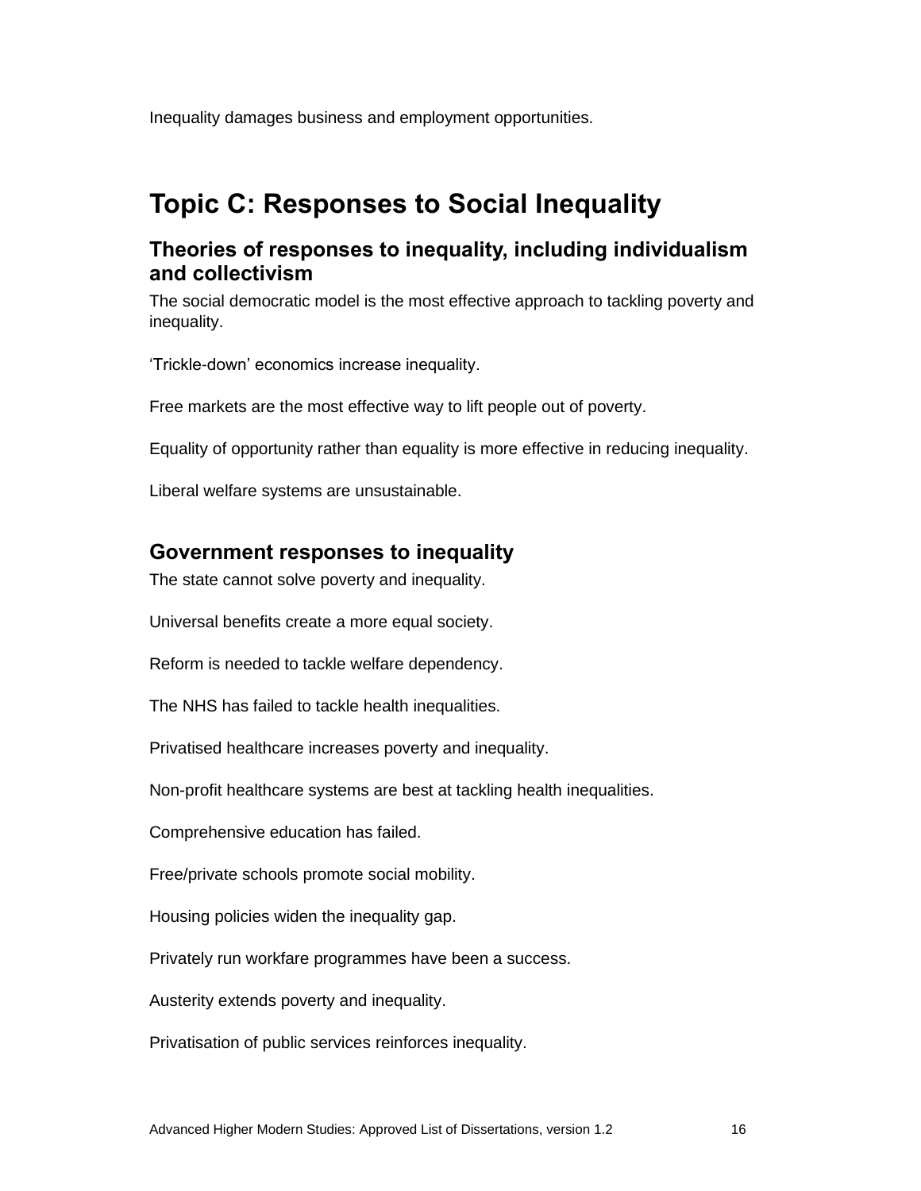Inequality damages business and employment opportunities.

## Topic C: Responses to Social Inequality

### Theories of responses to inequality, including individualism and collectivism

The social democratic model is the most effective approach to tackling poverty and inequality.

'Trickle-down' economics increase inequality.

Free markets are the most effective way to lift people out of poverty.

Equality of opportunity rather than equality is more effective in reducing inequality.

Liberal welfare systems are unsustainable.

### Government responses to inequality

The state cannot solve poverty and inequality.

Universal benefits create a more equal society.

Reform is needed to tackle welfare dependency.

The NHS has failed to tackle health inequalities.

Privatised healthcare increases poverty and inequality.

Non-profit healthcare systems are best at tackling health inequalities.

Comprehensive education has failed.

Free/private schools promote social mobility.

Housing policies widen the inequality gap.

Privately run workfare programmes have been a success.

Austerity extends poverty and inequality.

Privatisation of public services reinforces inequality.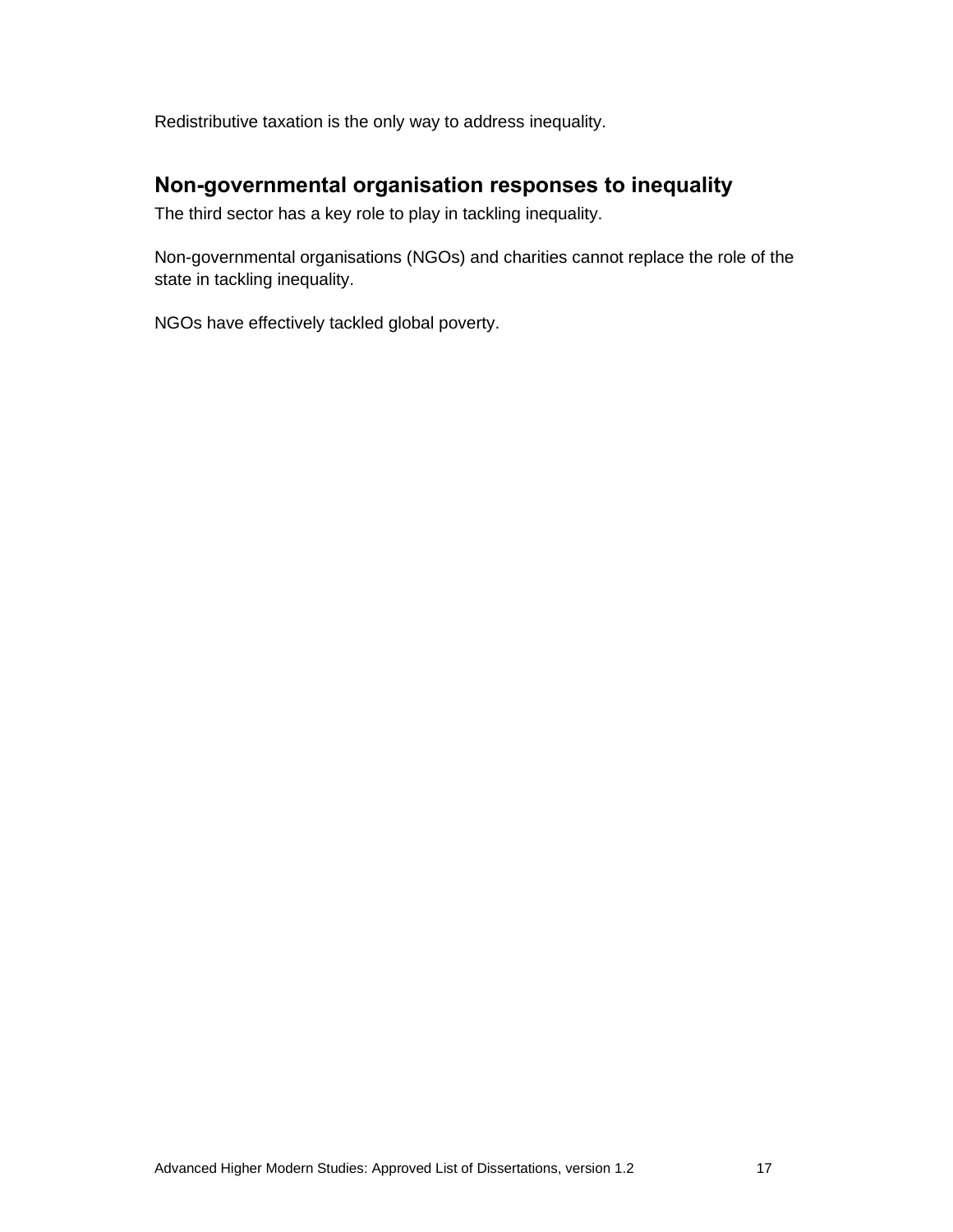Redistributive taxation is the only way to address inequality.

## Non-governmental organisation responses to inequality

The third sector has a key role to play in tackling inequality.

Non-governmental organisations (NGOs) and charities cannot replace the role of the state in tackling inequality.

NGOs have effectively tackled global poverty.